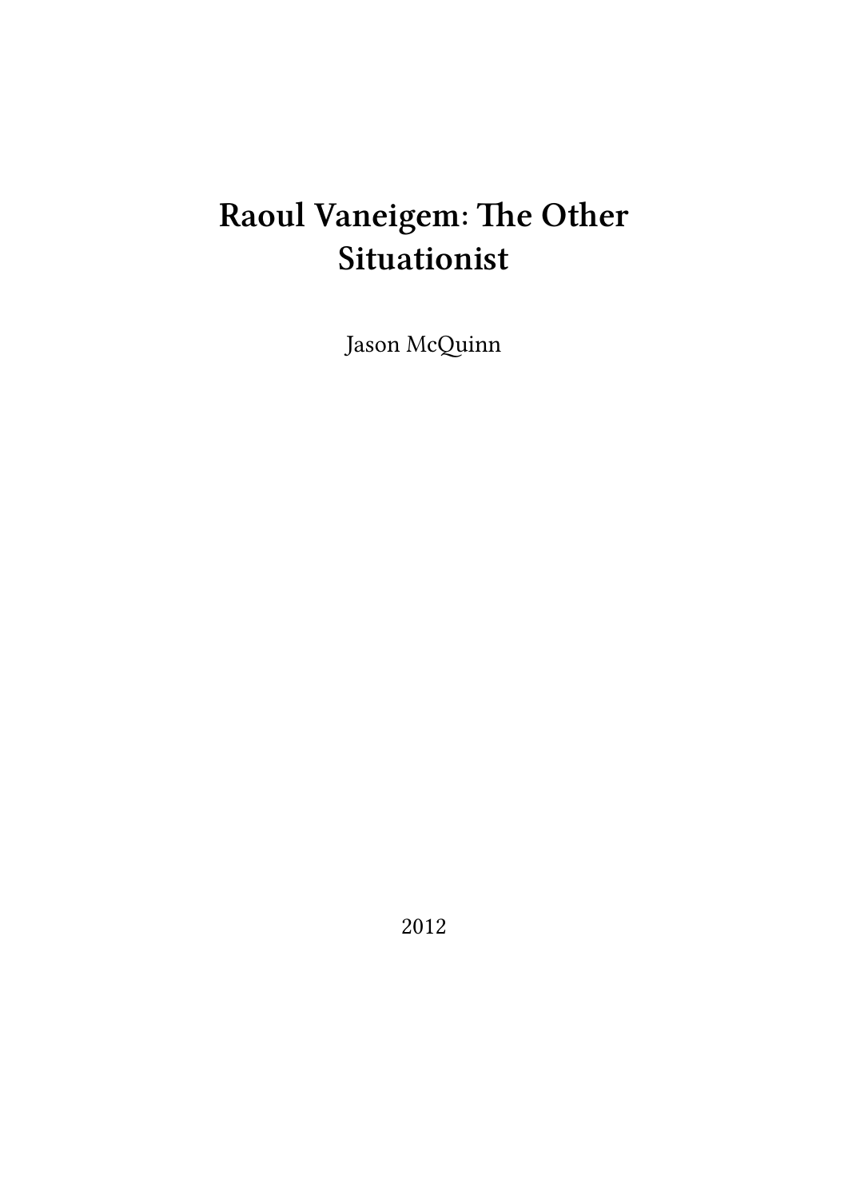# Raoul Vaneigem: The Other Situationist

Jason McQuinn

2012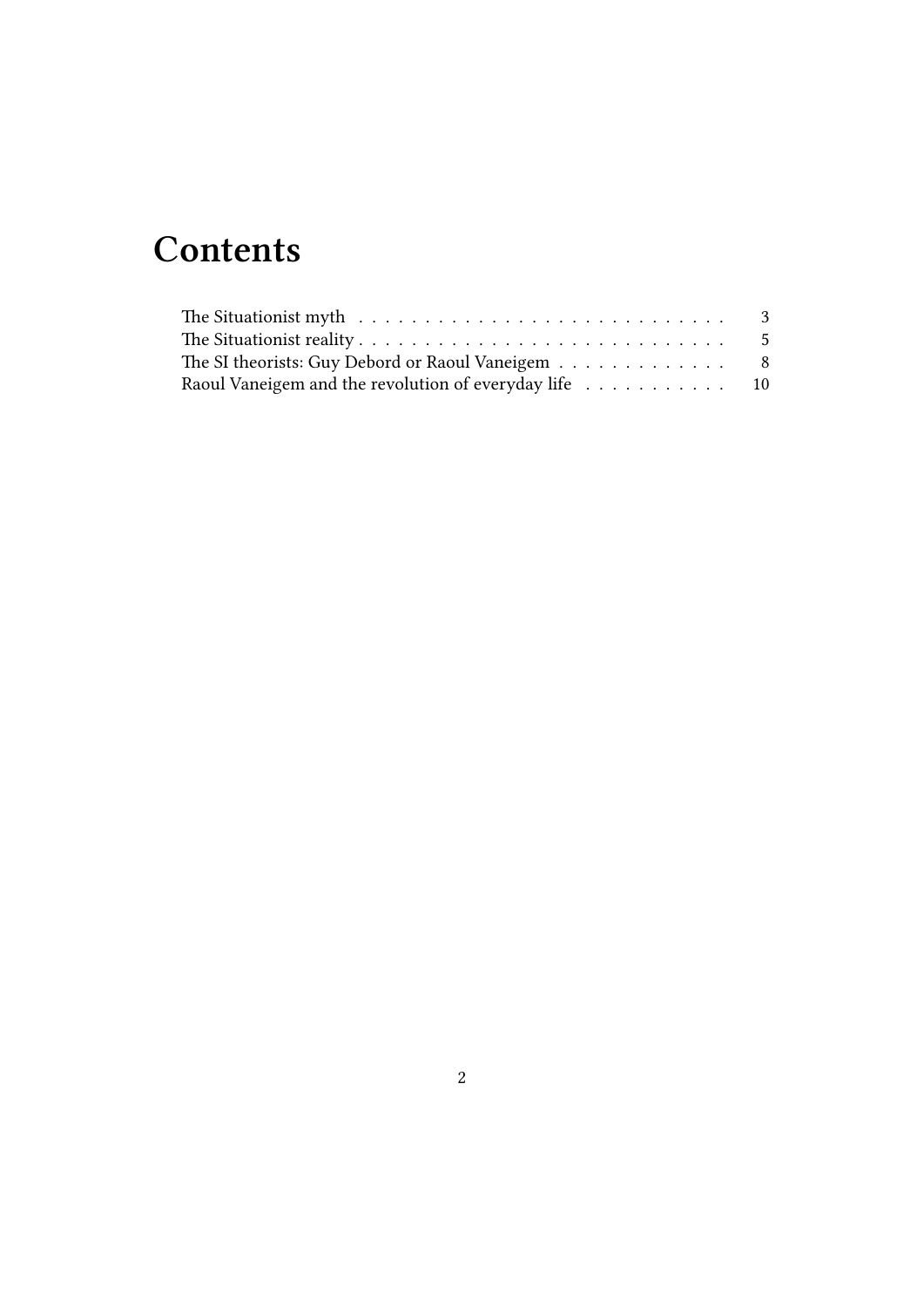# Contents

The Situationist myth . . . . . . . . . . . . . . . . . . . . . . . . . . . . 3
The Situationist reality . . . . . . . . . . . . . . . . . . . . . . . . . . . . 5
The SI theorists: Guy Debord or Raoul Vaneigem . . . . . . . . . . . . . 8
Raoul Vaneigem and the revolution of everyday life . . . . . . . . . . . 10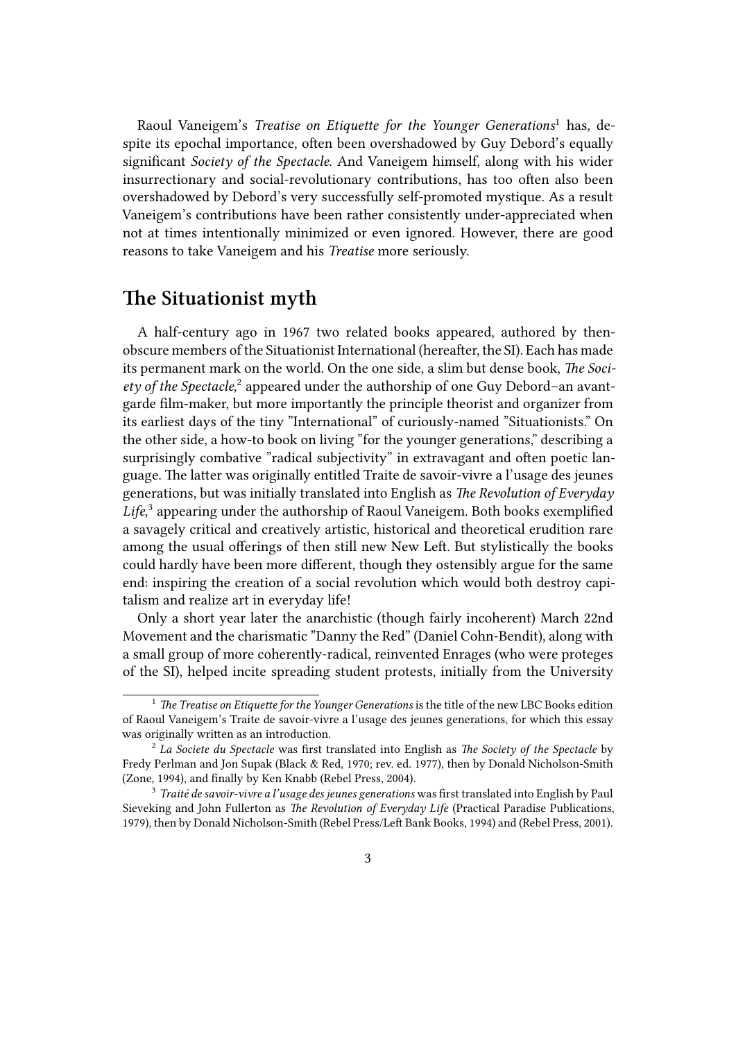Raoul Vaneigem's *Treatise on Etiquette for the Younger Generations*[1] has, despite its epochal importance, often been overshadowed by Guy Debord's equally significant *Society of the Spectacle.* And Vaneigem himself, along with his wider insurrectionary and social-revolutionary contributions, has too often also been overshadowed by Debord's very successfully self-promoted mystique. As a result Vaneigem's contributions have been rather consistently under-appreciated when not at times intentionally minimized or even ignored. However, there are good reasons to take Vaneigem and his *Treatise* more seriously.

## The Situationist myth

A half-century ago in 1967 two related books appeared, authored by then-obscure members of the Situationist International (hereafter, the SI). Each has made its permanent mark on the world. On the one side, a slim but dense book, *The Society of the Spectacle,*[2] appeared under the authorship of one Guy Debord–an avant-garde film-maker, but more importantly the principle theorist and organizer from its earliest days of the tiny "International" of curiously-named "Situationists." On the other side, a how-to book on living "for the younger generations," describing a surprisingly combative "radical subjectivity" in extravagant and often poetic language. The latter was originally entitled Traite de savoir-vivre a l'usage des jeunes generations, but was initially translated into English as *The Revolution of Everyday Life*,[3] appearing under the authorship of Raoul Vaneigem. Both books exemplified a savagely critical and creatively artistic, historical and theoretical erudition rare among the usual offerings of then still new New Left. But stylistically the books could hardly have been more different, though they ostensibly argue for the same end: inspiring the creation of a social revolution which would both destroy capitalism and realize art in everyday life!

Only a short year later the anarchistic (though fairly incoherent) March 22nd Movement and the charismatic "Danny the Red" (Daniel Cohn-Bendit), along with a small group of more coherently-radical, reinvented Enrages (who were proteges of the SI), helped incite spreading student protests, initially from the University

---

[1] *The Treatise on Etiquette for the Younger Generations* is the title of the new LBC Books edition of Raoul Vaneigem's Traite de savoir-vivre a l'usage des jeunes generations, for which this essay was originally written as an introduction.

[2] *La Societe du Spectacle* was first translated into English as *The Society of the Spectacle* by Fredy Perlman and Jon Supak (Black & Red, 1970; rev. ed. 1977), then by Donald Nicholson-Smith (Zone, 1994), and finally by Ken Knabb (Rebel Press, 2004).

[3] *Traité de savoir-vivre a l'usage des jeunes generations* was first translated into English by Paul Sieveking and John Fullerton as *The Revolution of Everyday Life* (Practical Paradise Publications, 1979), then by Donald Nicholson-Smith (Rebel Press/Left Bank Books, 1994) and (Rebel Press, 2001).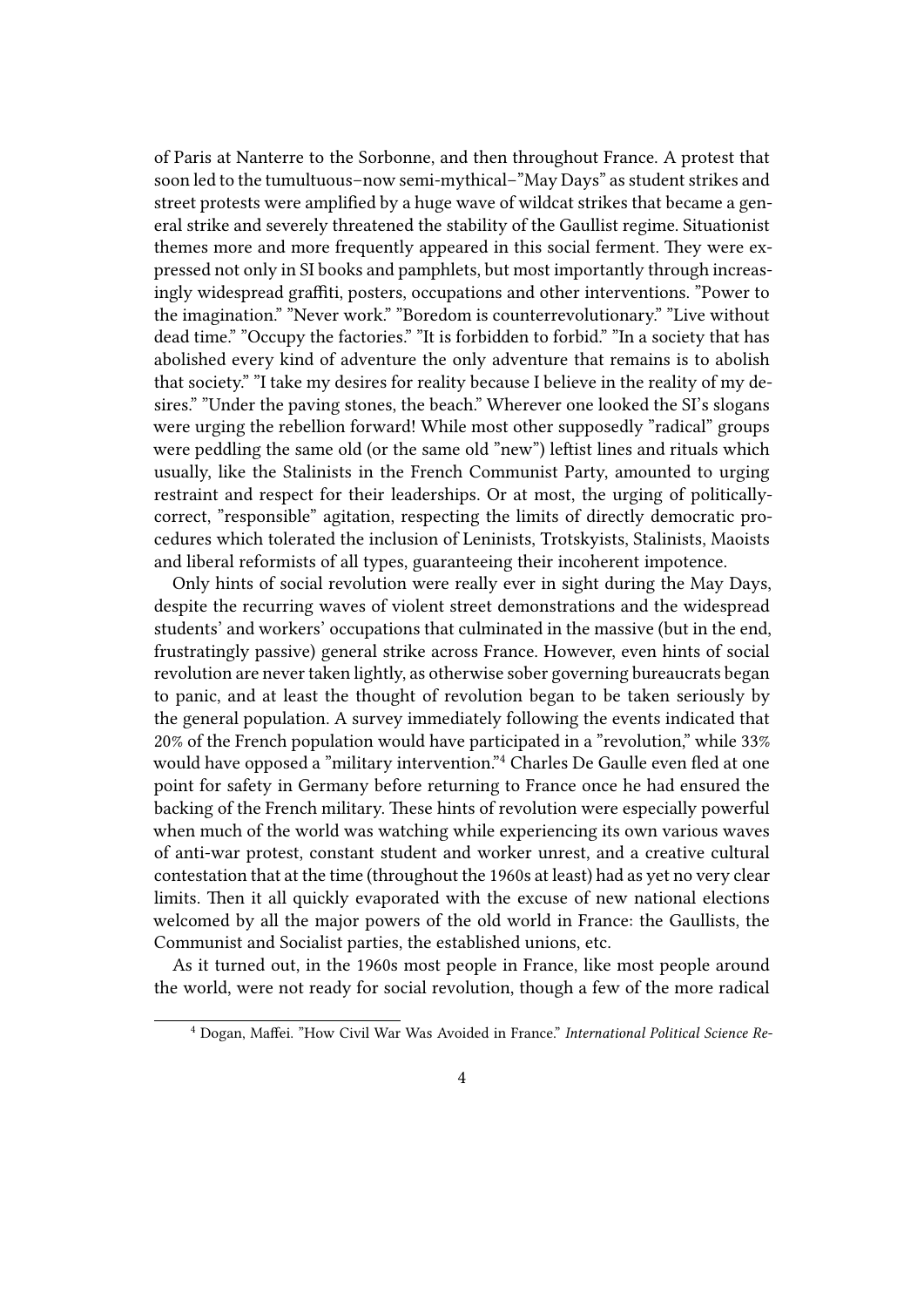of Paris at Nanterre to the Sorbonne, and then throughout France. A protest that soon led to the tumultuous–now semi-mythical–"May Days" as student strikes and street protests were amplified by a huge wave of wildcat strikes that became a general strike and severely threatened the stability of the Gaullist regime. Situationist themes more and more frequently appeared in this social ferment. They were expressed not only in SI books and pamphlets, but most importantly through increasingly widespread graffiti, posters, occupations and other interventions. "Power to the imagination." "Never work." "Boredom is counterrevolutionary." "Live without dead time." "Occupy the factories." "It is forbidden to forbid." "In a society that has abolished every kind of adventure the only adventure that remains is to abolish that society." "I take my desires for reality because I believe in the reality of my desires." "Under the paving stones, the beach." Wherever one looked the SI's slogans were urging the rebellion forward! While most other supposedly "radical" groups were peddling the same old (or the same old "new") leftist lines and rituals which usually, like the Stalinists in the French Communist Party, amounted to urging restraint and respect for their leaderships. Or at most, the urging of politically-correct, "responsible" agitation, respecting the limits of directly democratic procedures which tolerated the inclusion of Leninists, Trotskyists, Stalinists, Maoists and liberal reformists of all types, guaranteeing their incoherent impotence.

Only hints of social revolution were really ever in sight during the May Days, despite the recurring waves of violent street demonstrations and the widespread students' and workers' occupations that culminated in the massive (but in the end, frustratingly passive) general strike across France. However, even hints of social revolution are never taken lightly, as otherwise sober governing bureaucrats began to panic, and at least the thought of revolution began to be taken seriously by the general population. A survey immediately following the events indicated that 20% of the French population would have participated in a "revolution," while 33% would have opposed a "military intervention."[4] Charles De Gaulle even fled at one point for safety in Germany before returning to France once he had ensured the backing of the French military. These hints of revolution were especially powerful when much of the world was watching while experiencing its own various waves of anti-war protest, constant student and worker unrest, and a creative cultural contestation that at the time (throughout the 1960s at least) had as yet no very clear limits. Then it all quickly evaporated with the excuse of new national elections welcomed by all the major powers of the old world in France: the Gaullists, the Communist and Socialist parties, the established unions, etc.

As it turned out, in the 1960s most people in France, like most people around the world, were not ready for social revolution, though a few of the more radical

[4] Dogan, Maffei. "How Civil War Was Avoided in France." *International Political Science Re-*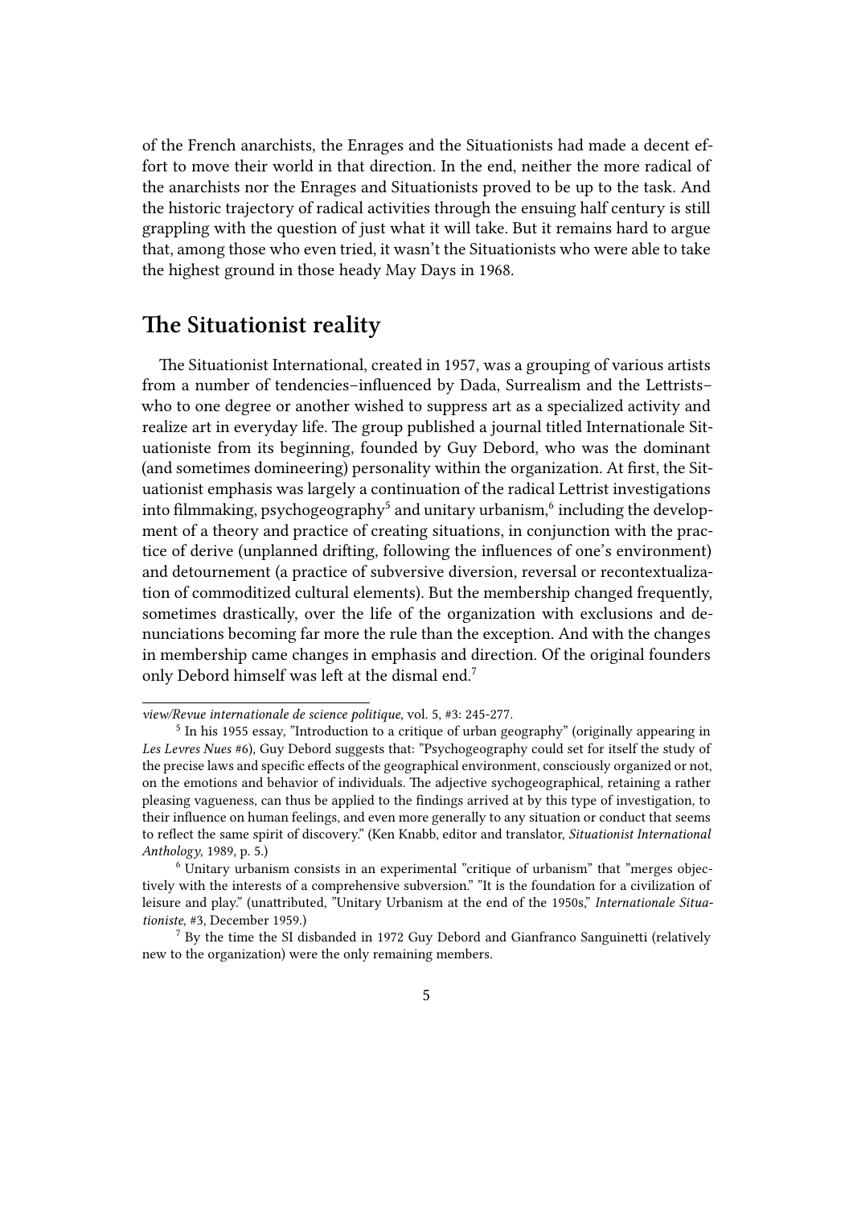of the French anarchists, the Enrages and the Situationists had made a decent effort to move their world in that direction. In the end, neither the more radical of the anarchists nor the Enrages and Situationists proved to be up to the task. And the historic trajectory of radical activities through the ensuing half century is still grappling with the question of just what it will take. But it remains hard to argue that, among those who even tried, it wasn't the Situationists who were able to take the highest ground in those heady May Days in 1968.

## The Situationist reality

The Situationist International, created in 1957, was a grouping of various artists from a number of tendencies–influenced by Dada, Surrealism and the Lettrists–who to one degree or another wished to suppress art as a specialized activity and realize art in everyday life. The group published a journal titled Internationale Situationiste from its beginning, founded by Guy Debord, who was the dominant (and sometimes domineering) personality within the organization. At first, the Situationist emphasis was largely a continuation of the radical Lettrist investigations into filmmaking, psychogeography[5] and unitary urbanism,[6] including the development of a theory and practice of creating situations, in conjunction with the practice of derive (unplanned drifting, following the influences of one's environment) and detournement (a practice of subversive diversion, reversal or recontextualization of commoditized cultural elements). But the membership changed frequently, sometimes drastically, over the life of the organization with exclusions and denunciations becoming far more the rule than the exception. And with the changes in membership came changes in emphasis and direction. Of the original founders only Debord himself was left at the dismal end.[7]

---

*view/Revue internationale de science politique*, vol. 5, #3: 245-277.

[5] In his 1955 essay, "Introduction to a critique of urban geography" (originally appearing in *Les Levres Nues* #6), Guy Debord suggests that: "Psychogeography could set for itself the study of the precise laws and specific effects of the geographical environment, consciously organized or not, on the emotions and behavior of individuals. The adjective sychogeographical, retaining a rather pleasing vagueness, can thus be applied to the findings arrived at by this type of investigation, to their influence on human feelings, and even more generally to any situation or conduct that seems to reflect the same spirit of discovery." (Ken Knabb, editor and translator, *Situationist International Anthology*, 1989, p. 5.)

[6] Unitary urbanism consists in an experimental "critique of urbanism" that "merges objectively with the interests of a comprehensive subversion." "It is the foundation for a civilization of leisure and play." (unattributed, "Unitary Urbanism at the end of the 1950s," *Internationale Situationiste*, #3, December 1959.)

[7] By the time the SI disbanded in 1972 Guy Debord and Gianfranco Sanguinetti (relatively new to the organization) were the only remaining members.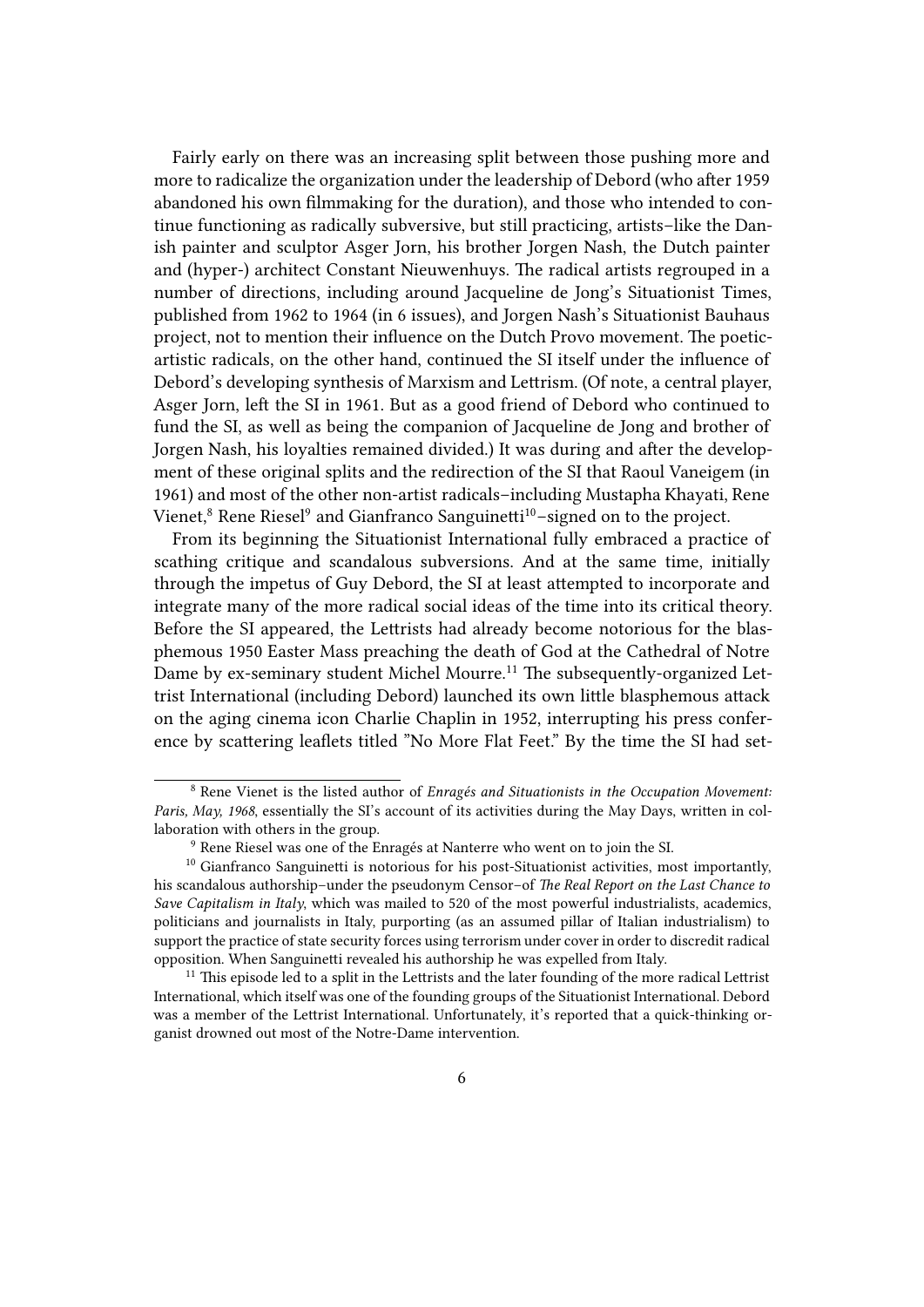Fairly early on there was an increasing split between those pushing more and more to radicalize the organization under the leadership of Debord (who after 1959 abandoned his own filmmaking for the duration), and those who intended to continue functioning as radically subversive, but still practicing, artists–like the Danish painter and sculptor Asger Jorn, his brother Jorgen Nash, the Dutch painter and (hyper-) architect Constant Nieuwenhuys. The radical artists regrouped in a number of directions, including around Jacqueline de Jong's Situationist Times, published from 1962 to 1964 (in 6 issues), and Jorgen Nash's Situationist Bauhaus project, not to mention their influence on the Dutch Provo movement. The poetic-artistic radicals, on the other hand, continued the SI itself under the influence of Debord's developing synthesis of Marxism and Lettrism. (Of note, a central player, Asger Jorn, left the SI in 1961. But as a good friend of Debord who continued to fund the SI, as well as being the companion of Jacqueline de Jong and brother of Jorgen Nash, his loyalties remained divided.) It was during and after the development of these original splits and the redirection of the SI that Raoul Vaneigem (in 1961) and most of the other non-artist radicals–including Mustapha Khayati, Rene Vienet,[8] Rene Riesel[9] and Gianfranco Sanguinetti[10]–signed on to the project.

From its beginning the Situationist International fully embraced a practice of scathing critique and scandalous subversions. And at the same time, initially through the impetus of Guy Debord, the SI at least attempted to incorporate and integrate many of the more radical social ideas of the time into its critical theory. Before the SI appeared, the Lettrists had already become notorious for the blasphemous 1950 Easter Mass preaching the death of God at the Cathedral of Notre Dame by ex-seminary student Michel Mourre.[11] The subsequently-organized Lettrist International (including Debord) launched its own little blasphemous attack on the aging cinema icon Charlie Chaplin in 1952, interrupting his press conference by scattering leaflets titled "No More Flat Feet." By the time the SI had set-

---

[8] Rene Vienet is the listed author of *Enragés and Situationists in the Occupation Movement: Paris, May, 1968*, essentially the SI's account of its activities during the May Days, written in collaboration with others in the group.

[9] Rene Riesel was one of the Enragés at Nanterre who went on to join the SI.

[10] Gianfranco Sanguinetti is notorious for his post-Situationist activities, most importantly, his scandalous authorship–under the pseudonym Censor–of *The Real Report on the Last Chance to Save Capitalism in Italy*, which was mailed to 520 of the most powerful industrialists, academics, politicians and journalists in Italy, purporting (as an assumed pillar of Italian industrialism) to support the practice of state security forces using terrorism under cover in order to discredit radical opposition. When Sanguinetti revealed his authorship he was expelled from Italy.

[11] This episode led to a split in the Lettrists and the later founding of the more radical Lettrist International, which itself was one of the founding groups of the Situationist International. Debord was a member of the Lettrist International. Unfortunately, it's reported that a quick-thinking organist drowned out most of the Notre-Dame intervention.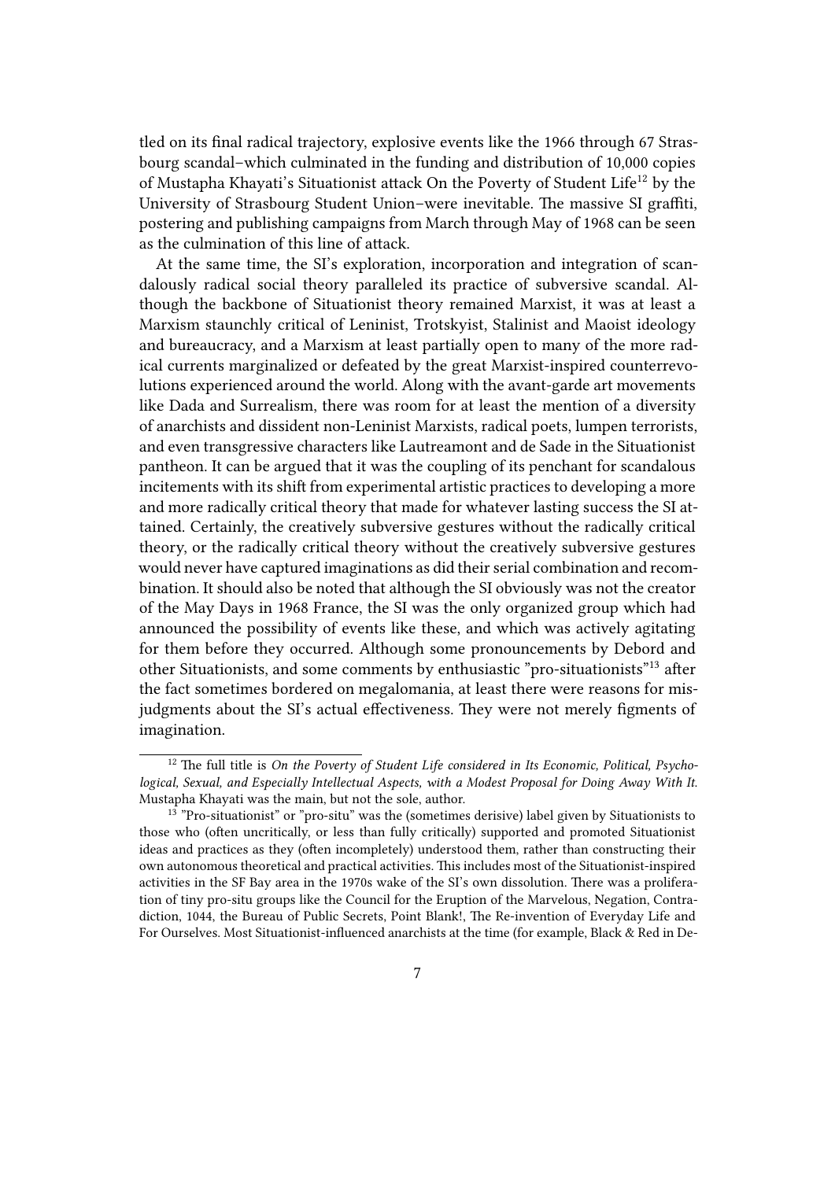tled on its final radical trajectory, explosive events like the 1966 through 67 Strasbourg scandal–which culminated in the funding and distribution of 10,000 copies of Mustapha Khayati's Situationist attack On the Poverty of Student Life[12] by the University of Strasbourg Student Union–were inevitable. The massive SI graffiti, postering and publishing campaigns from March through May of 1968 can be seen as the culmination of this line of attack.

At the same time, the SI's exploration, incorporation and integration of scandalously radical social theory paralleled its practice of subversive scandal. Although the backbone of Situationist theory remained Marxist, it was at least a Marxism staunchly critical of Leninist, Trotskyist, Stalinist and Maoist ideology and bureaucracy, and a Marxism at least partially open to many of the more radical currents marginalized or defeated by the great Marxist-inspired counterrevolutions experienced around the world. Along with the avant-garde art movements like Dada and Surrealism, there was room for at least the mention of a diversity of anarchists and dissident non-Leninist Marxists, radical poets, lumpen terrorists, and even transgressive characters like Lautreamont and de Sade in the Situationist pantheon. It can be argued that it was the coupling of its penchant for scandalous incitements with its shift from experimental artistic practices to developing a more and more radically critical theory that made for whatever lasting success the SI attained. Certainly, the creatively subversive gestures without the radically critical theory, or the radically critical theory without the creatively subversive gestures would never have captured imaginations as did their serial combination and recombination. It should also be noted that although the SI obviously was not the creator of the May Days in 1968 France, the SI was the only organized group which had announced the possibility of events like these, and which was actively agitating for them before they occurred. Although some pronouncements by Debord and other Situationists, and some comments by enthusiastic "pro-situationists"[13] after the fact sometimes bordered on megalomania, at least there were reasons for misjudgments about the SI's actual effectiveness. They were not merely figments of imagination.

---

[12] The full title is *On the Poverty of Student Life considered in Its Economic, Political, Psychological, Sexual, and Especially Intellectual Aspects, with a Modest Proposal for Doing Away With It.* Mustapha Khayati was the main, but not the sole, author.

[13] "Pro-situationist" or "pro-situ" was the (sometimes derisive) label given by Situationists to those who (often uncritically, or less than fully critically) supported and promoted Situationist ideas and practices as they (often incompletely) understood them, rather than constructing their own autonomous theoretical and practical activities. This includes most of the Situationist-inspired activities in the SF Bay area in the 1970s wake of the SI's own dissolution. There was a proliferation of tiny pro-situ groups like the Council for the Eruption of the Marvelous, Negation, Contradiction, 1044, the Bureau of Public Secrets, Point Blank!, The Re-invention of Everyday Life and For Ourselves. Most Situationist-influenced anarchists at the time (for example, Black & Red in De-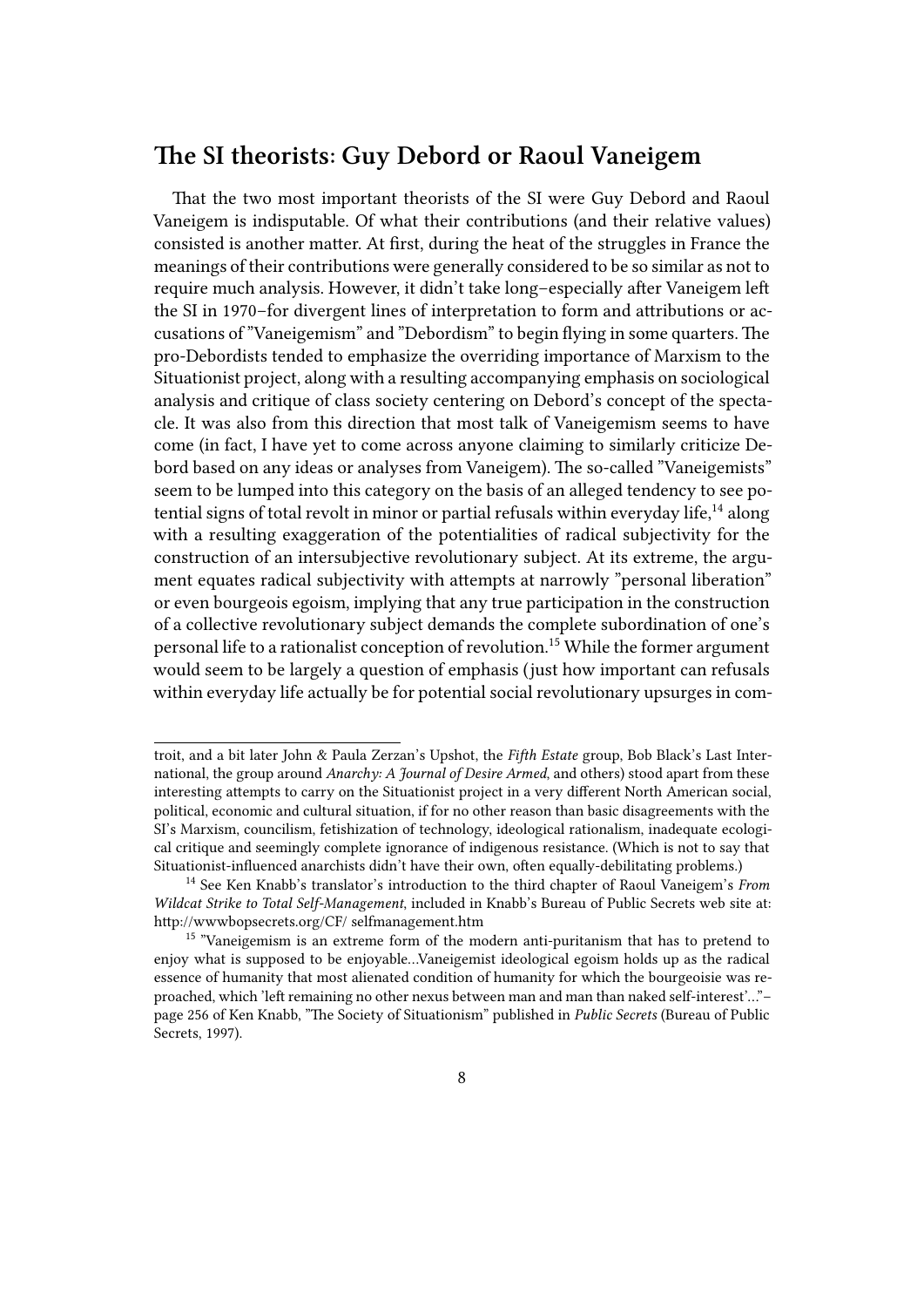## The SI theorists: Guy Debord or Raoul Vaneigem

That the two most important theorists of the SI were Guy Debord and Raoul Vaneigem is indisputable. Of what their contributions (and their relative values) consisted is another matter. At first, during the heat of the struggles in France the meanings of their contributions were generally considered to be so similar as not to require much analysis. However, it didn't take long–especially after Vaneigem left the SI in 1970–for divergent lines of interpretation to form and attributions or accusations of "Vaneigemism" and "Debordism" to begin flying in some quarters. The pro-Debordists tended to emphasize the overriding importance of Marxism to the Situationist project, along with a resulting accompanying emphasis on sociological analysis and critique of class society centering on Debord's concept of the spectacle. It was also from this direction that most talk of Vaneigemism seems to have come (in fact, I have yet to come across anyone claiming to similarly criticize Debord based on any ideas or analyses from Vaneigem). The so-called "Vaneigemists" seem to be lumped into this category on the basis of an alleged tendency to see potential signs of total revolt in minor or partial refusals within everyday life,[14] along with a resulting exaggeration of the potentialities of radical subjectivity for the construction of an intersubjective revolutionary subject. At its extreme, the argument equates radical subjectivity with attempts at narrowly "personal liberation" or even bourgeois egoism, implying that any true participation in the construction of a collective revolutionary subject demands the complete subordination of one's personal life to a rationalist conception of revolution.[15] While the former argument would seem to be largely a question of emphasis (just how important can refusals within everyday life actually be for potential social revolutionary upsurges in com-

---

troit, and a bit later John & Paula Zerzan's Upshot, the *Fifth Estate* group, Bob Black's Last International, the group around *Anarchy: A Journal of Desire Armed*, and others) stood apart from these interesting attempts to carry on the Situationist project in a very different North American social, political, economic and cultural situation, if for no other reason than basic disagreements with the SI's Marxism, councilism, fetishization of technology, ideological rationalism, inadequate ecological critique and seemingly complete ignorance of indigenous resistance. (Which is not to say that Situationist-influenced anarchists didn't have their own, often equally-debilitating problems.)

[14] See Ken Knabb's translator's introduction to the third chapter of Raoul Vaneigem's *From Wildcat Strike to Total Self-Management*, included in Knabb's Bureau of Public Secrets web site at: http://wwwbopsecrets.org/CF/ selfmanagement.htm

[15] "Vaneigemism is an extreme form of the modern anti-puritanism that has to pretend to enjoy what is supposed to be enjoyable…Vaneigemist ideological egoism holds up as the radical essence of humanity that most alienated condition of humanity for which the bourgeoisie was reproached, which 'left remaining no other nexus between man and man than naked self-interest'…"–page 256 of Ken Knabb, "The Society of Situationism" published in *Public Secrets* (Bureau of Public Secrets, 1997).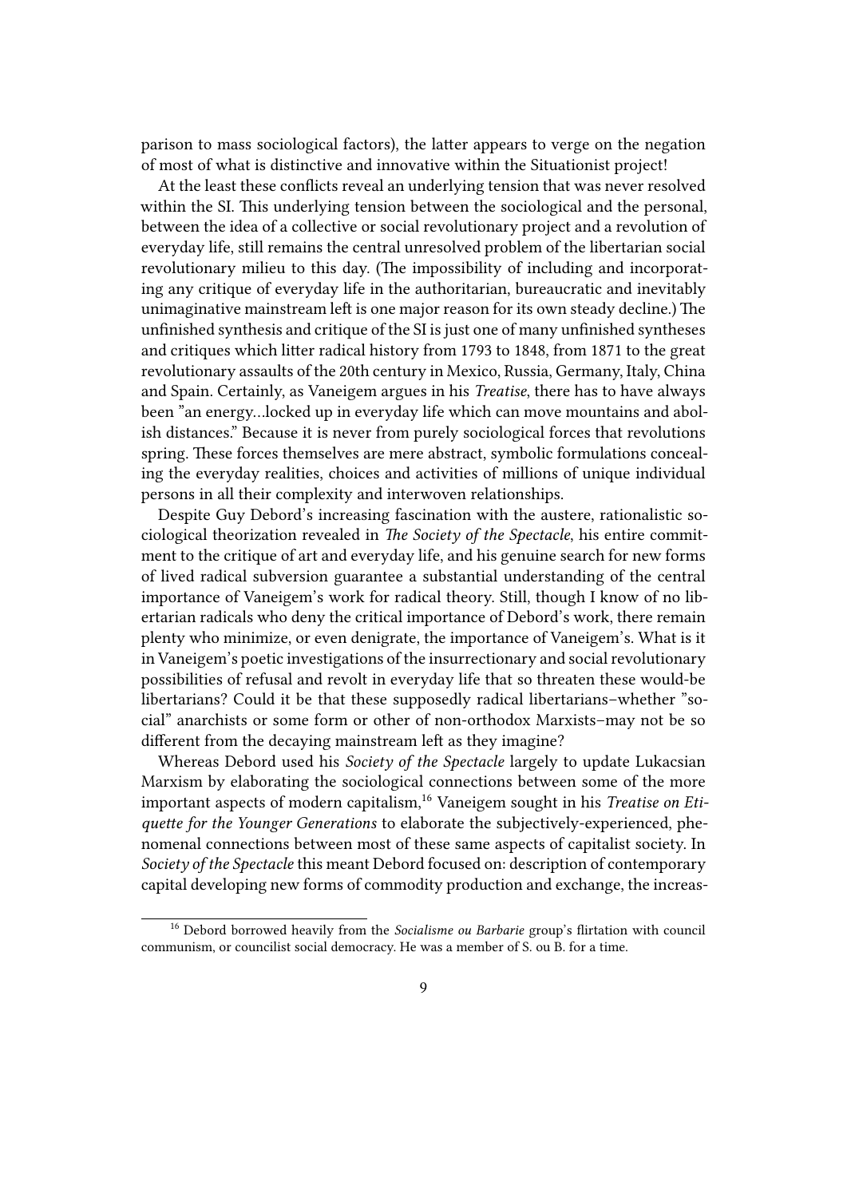parison to mass sociological factors), the latter appears to verge on the negation of most of what is distinctive and innovative within the Situationist project!

At the least these conflicts reveal an underlying tension that was never resolved within the SI. This underlying tension between the sociological and the personal, between the idea of a collective or social revolutionary project and a revolution of everyday life, still remains the central unresolved problem of the libertarian social revolutionary milieu to this day. (The impossibility of including and incorporating any critique of everyday life in the authoritarian, bureaucratic and inevitably unimaginative mainstream left is one major reason for its own steady decline.) The unfinished synthesis and critique of the SI is just one of many unfinished syntheses and critiques which litter radical history from 1793 to 1848, from 1871 to the great revolutionary assaults of the 20th century in Mexico, Russia, Germany, Italy, China and Spain. Certainly, as Vaneigem argues in his *Treatise*, there has to have always been "an energy…locked up in everyday life which can move mountains and abolish distances." Because it is never from purely sociological forces that revolutions spring. These forces themselves are mere abstract, symbolic formulations concealing the everyday realities, choices and activities of millions of unique individual persons in all their complexity and interwoven relationships.

Despite Guy Debord's increasing fascination with the austere, rationalistic sociological theorization revealed in *The Society of the Spectacle*, his entire commitment to the critique of art and everyday life, and his genuine search for new forms of lived radical subversion guarantee a substantial understanding of the central importance of Vaneigem's work for radical theory. Still, though I know of no libertarian radicals who deny the critical importance of Debord's work, there remain plenty who minimize, or even denigrate, the importance of Vaneigem's. What is it in Vaneigem's poetic investigations of the insurrectionary and social revolutionary possibilities of refusal and revolt in everyday life that so threaten these would-be libertarians? Could it be that these supposedly radical libertarians–whether "social" anarchists or some form or other of non-orthodox Marxists–may not be so different from the decaying mainstream left as they imagine?

Whereas Debord used his *Society of the Spectacle* largely to update Lukacsian Marxism by elaborating the sociological connections between some of the more important aspects of modern capitalism,[16] Vaneigem sought in his *Treatise on Etiquette for the Younger Generations* to elaborate the subjectively-experienced, phenomenal connections between most of these same aspects of capitalist society. In *Society of the Spectacle* this meant Debord focused on: description of contemporary capital developing new forms of commodity production and exchange, the increas-

[16] Debord borrowed heavily from the *Socialisme ou Barbarie* group's flirtation with council communism, or councilist social democracy. He was a member of S. ou B. for a time.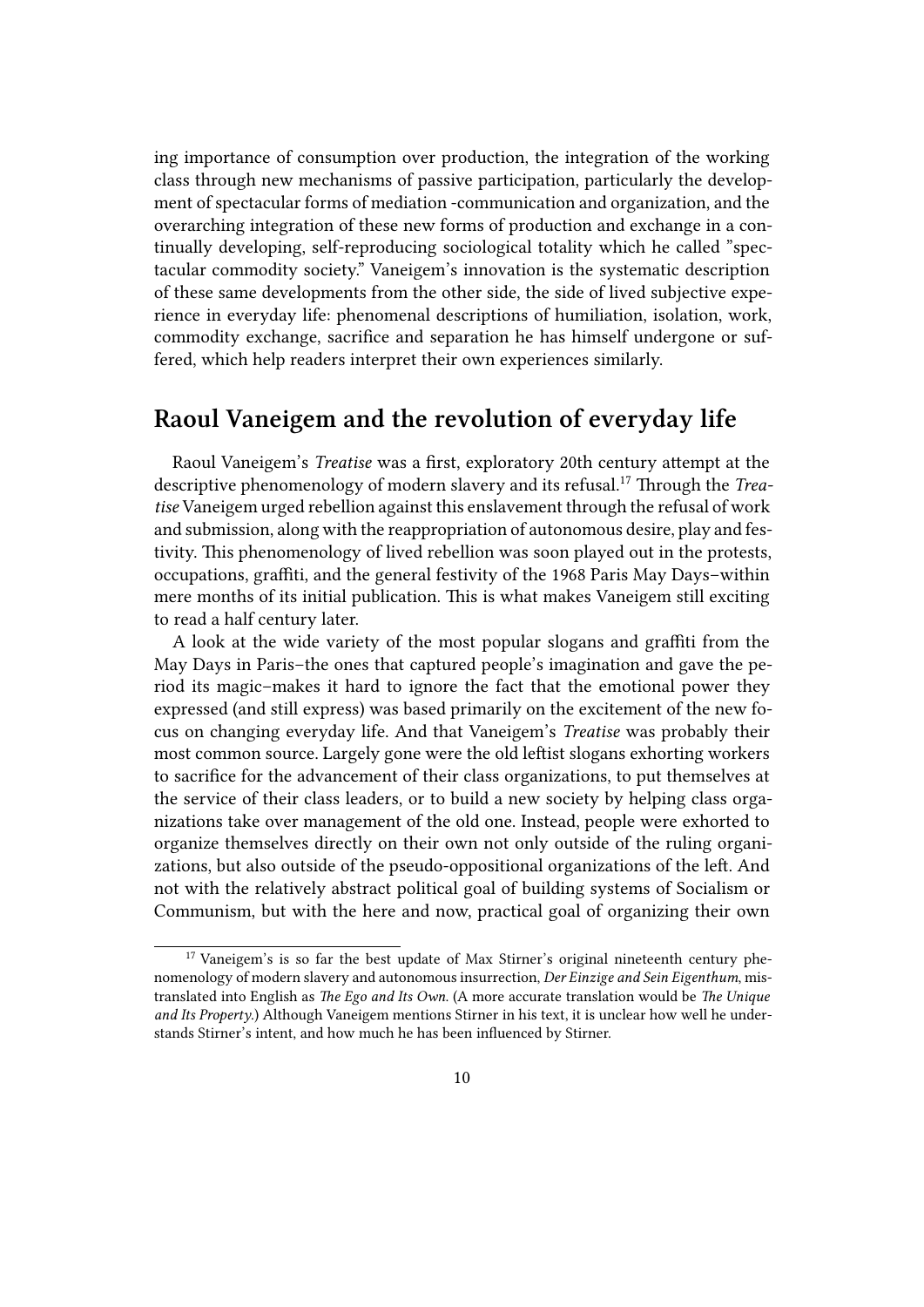ing importance of consumption over production, the integration of the working class through new mechanisms of passive participation, particularly the development of spectacular forms of mediation -communication and organization, and the overarching integration of these new forms of production and exchange in a continually developing, self-reproducing sociological totality which he called "spectacular commodity society." Vaneigem's innovation is the systematic description of these same developments from the other side, the side of lived subjective experience in everyday life: phenomenal descriptions of humiliation, isolation, work, commodity exchange, sacrifice and separation he has himself undergone or suffered, which help readers interpret their own experiences similarly.

## Raoul Vaneigem and the revolution of everyday life

Raoul Vaneigem's *Treatise* was a first, exploratory 20th century attempt at the descriptive phenomenology of modern slavery and its refusal.[17] Through the *Treatise* Vaneigem urged rebellion against this enslavement through the refusal of work and submission, along with the reappropriation of autonomous desire, play and festivity. This phenomenology of lived rebellion was soon played out in the protests, occupations, graffiti, and the general festivity of the 1968 Paris May Days–within mere months of its initial publication. This is what makes Vaneigem still exciting to read a half century later.

A look at the wide variety of the most popular slogans and graffiti from the May Days in Paris–the ones that captured people's imagination and gave the period its magic–makes it hard to ignore the fact that the emotional power they expressed (and still express) was based primarily on the excitement of the new focus on changing everyday life. And that Vaneigem's *Treatise* was probably their most common source. Largely gone were the old leftist slogans exhorting workers to sacrifice for the advancement of their class organizations, to put themselves at the service of their class leaders, or to build a new society by helping class organizations take over management of the old one. Instead, people were exhorted to organize themselves directly on their own not only outside of the ruling organizations, but also outside of the pseudo-oppositional organizations of the left. And not with the relatively abstract political goal of building systems of Socialism or Communism, but with the here and now, practical goal of organizing their own

[17] Vaneigem's is so far the best update of Max Stirner's original nineteenth century phenomenology of modern slavery and autonomous insurrection, *Der Einzige and Sein Eigenthum*, mistranslated into English as *The Ego and Its Own.* (A more accurate translation would be *The Unique and Its Property*.) Although Vaneigem mentions Stirner in his text, it is unclear how well he understands Stirner's intent, and how much he has been influenced by Stirner.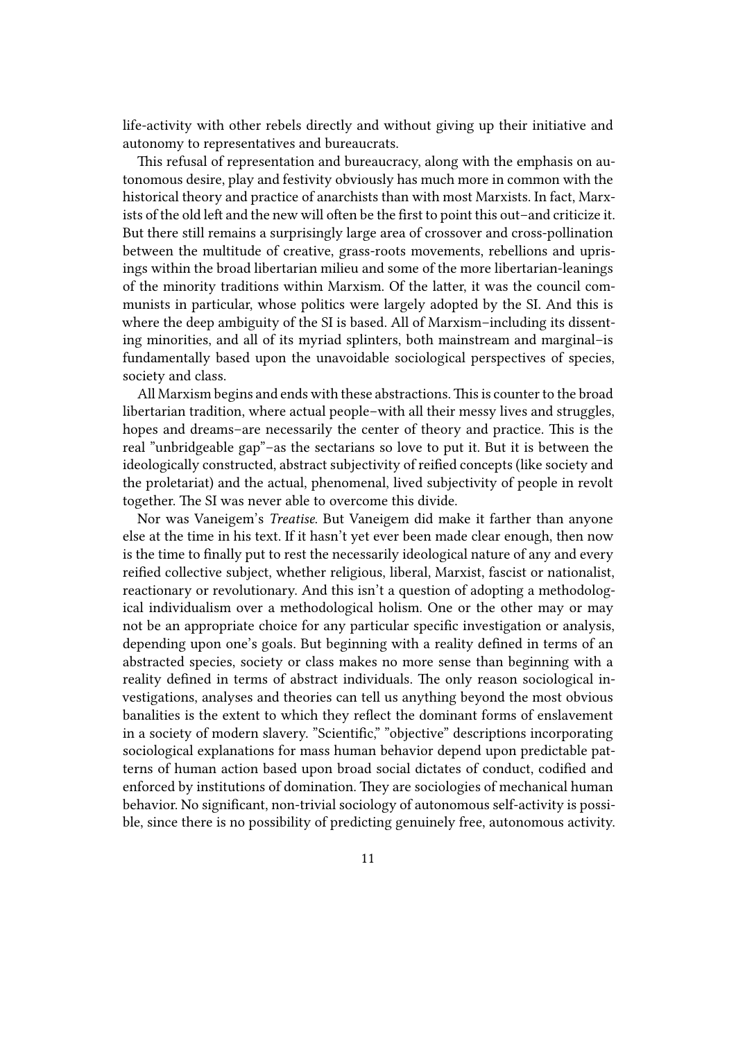life-activity with other rebels directly and without giving up their initiative and autonomy to representatives and bureaucrats.

This refusal of representation and bureaucracy, along with the emphasis on autonomous desire, play and festivity obviously has much more in common with the historical theory and practice of anarchists than with most Marxists. In fact, Marxists of the old left and the new will often be the first to point this out–and criticize it. But there still remains a surprisingly large area of crossover and cross-pollination between the multitude of creative, grass-roots movements, rebellions and uprisings within the broad libertarian milieu and some of the more libertarian-leanings of the minority traditions within Marxism. Of the latter, it was the council communists in particular, whose politics were largely adopted by the SI. And this is where the deep ambiguity of the SI is based. All of Marxism–including its dissenting minorities, and all of its myriad splinters, both mainstream and marginal–is fundamentally based upon the unavoidable sociological perspectives of species, society and class.

All Marxism begins and ends with these abstractions. This is counter to the broad libertarian tradition, where actual people–with all their messy lives and struggles, hopes and dreams–are necessarily the center of theory and practice. This is the real "unbridgeable gap"–as the sectarians so love to put it. But it is between the ideologically constructed, abstract subjectivity of reified concepts (like society and the proletariat) and the actual, phenomenal, lived subjectivity of people in revolt together. The SI was never able to overcome this divide.

Nor was Vaneigem's *Treatise*. But Vaneigem did make it farther than anyone else at the time in his text. If it hasn't yet ever been made clear enough, then now is the time to finally put to rest the necessarily ideological nature of any and every reified collective subject, whether religious, liberal, Marxist, fascist or nationalist, reactionary or revolutionary. And this isn't a question of adopting a methodological individualism over a methodological holism. One or the other may or may not be an appropriate choice for any particular specific investigation or analysis, depending upon one's goals. But beginning with a reality defined in terms of an abstracted species, society or class makes no more sense than beginning with a reality defined in terms of abstract individuals. The only reason sociological investigations, analyses and theories can tell us anything beyond the most obvious banalities is the extent to which they reflect the dominant forms of enslavement in a society of modern slavery. "Scientific," "objective" descriptions incorporating sociological explanations for mass human behavior depend upon predictable patterns of human action based upon broad social dictates of conduct, codified and enforced by institutions of domination. They are sociologies of mechanical human behavior. No significant, non-trivial sociology of autonomous self-activity is possible, since there is no possibility of predicting genuinely free, autonomous activity.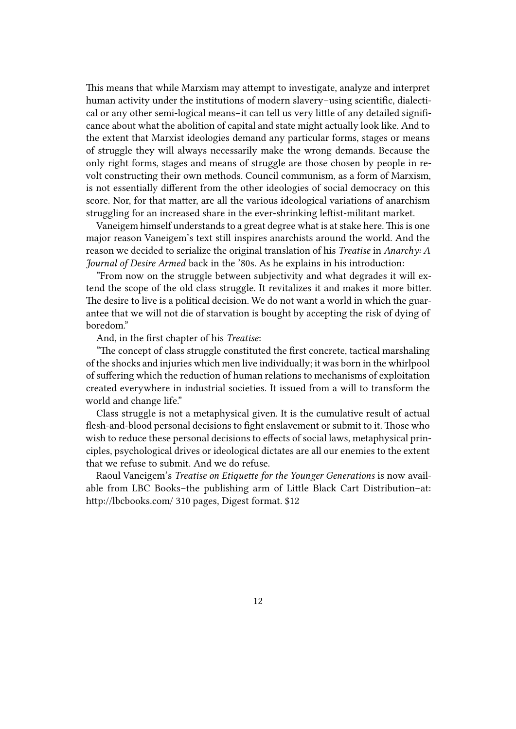This means that while Marxism may attempt to investigate, analyze and interpret human activity under the institutions of modern slavery–using scientific, dialectical or any other semi-logical means–it can tell us very little of any detailed significance about what the abolition of capital and state might actually look like. And to the extent that Marxist ideologies demand any particular forms, stages or means of struggle they will always necessarily make the wrong demands. Because the only right forms, stages and means of struggle are those chosen by people in revolt constructing their own methods. Council communism, as a form of Marxism, is not essentially different from the other ideologies of social democracy on this score. Nor, for that matter, are all the various ideological variations of anarchism struggling for an increased share in the ever-shrinking leftist-militant market.

Vaneigem himself understands to a great degree what is at stake here. This is one major reason Vaneigem's text still inspires anarchists around the world. And the reason we decided to serialize the original translation of his *Treatise* in *Anarchy: A Journal of Desire Armed* back in the '80s. As he explains in his introduction:

"From now on the struggle between subjectivity and what degrades it will extend the scope of the old class struggle. It revitalizes it and makes it more bitter. The desire to live is a political decision. We do not want a world in which the guarantee that we will not die of starvation is bought by accepting the risk of dying of boredom."

And, in the first chapter of his *Treatise*:

"The concept of class struggle constituted the first concrete, tactical marshaling of the shocks and injuries which men live individually; it was born in the whirlpool of suffering which the reduction of human relations to mechanisms of exploitation created everywhere in industrial societies. It issued from a will to transform the world and change life."

Class struggle is not a metaphysical given. It is the cumulative result of actual flesh-and-blood personal decisions to fight enslavement or submit to it. Those who wish to reduce these personal decisions to effects of social laws, metaphysical principles, psychological drives or ideological dictates are all our enemies to the extent that we refuse to submit. And we do refuse.

Raoul Vaneigem's *Treatise on Etiquette for the Younger Generations* is now available from LBC Books–the publishing arm of Little Black Cart Distribution–at: http://lbcbooks.com/ 310 pages, Digest format. $12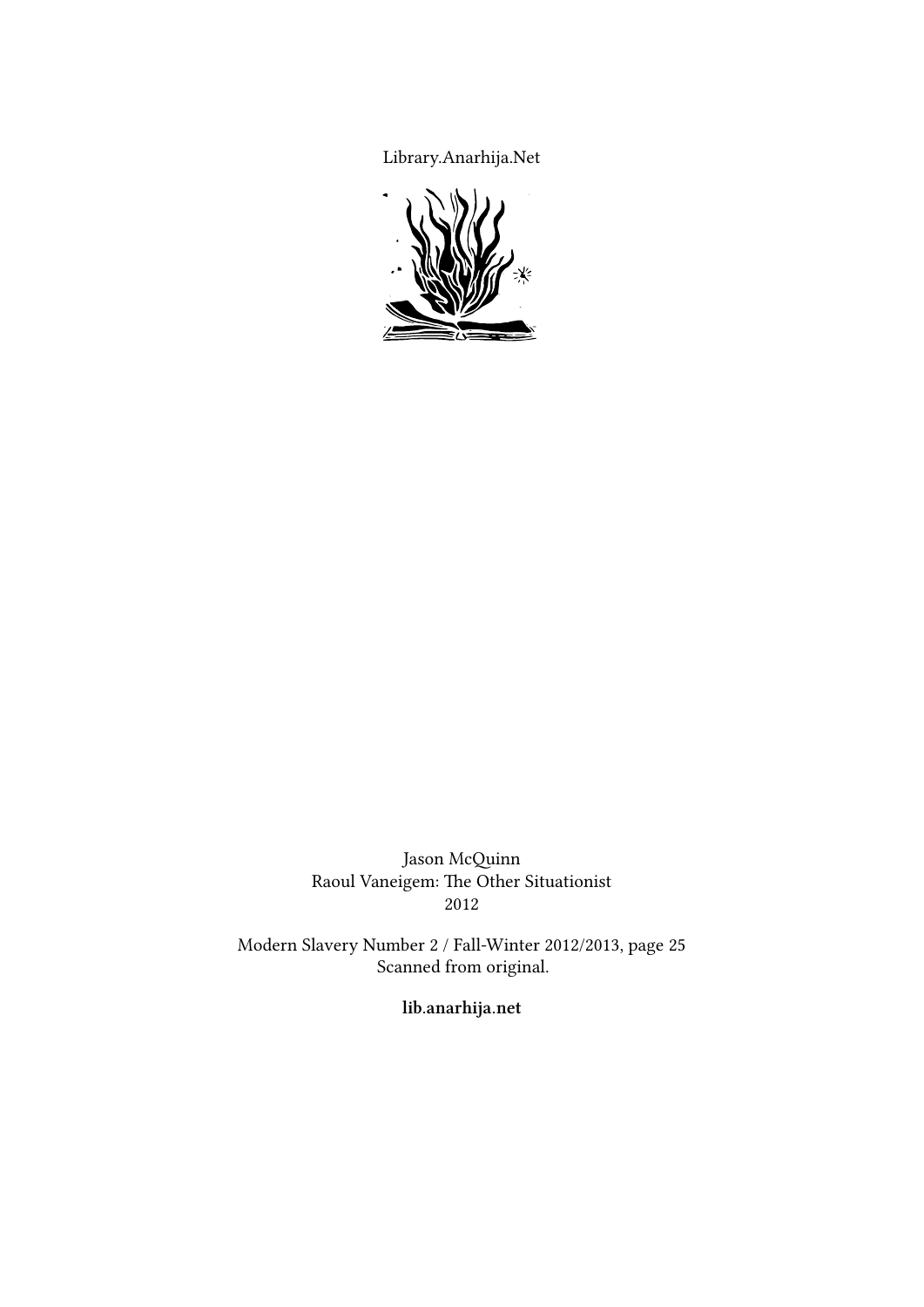Library.Anarhija.Net

Jason McQuinn
Raoul Vaneigem: The Other Situationist
2012

Modern Slavery Number 2 / Fall-Winter 2012/2013, page 25
Scanned from original.

**lib.anarhija.net**